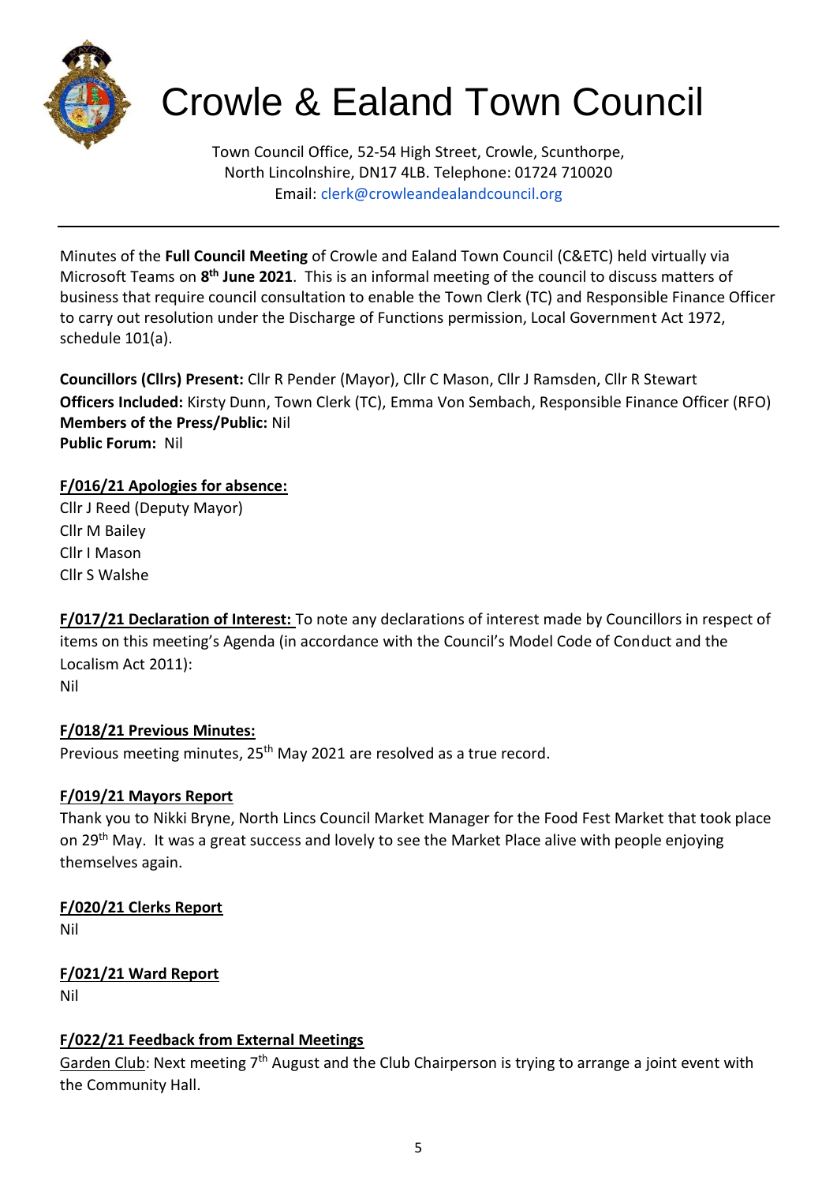# Crowle & Ealand Town Council

Town Council Office, 52-54 High Street, Crowle, Scunthorpe, North Lincolnshire, DN17 4LB. Telephone: 01724 710020
Email: clerk@crowleandealandcouncil.org

---

Minutes of the **Full Council Meeting** of Crowle and Ealand Town Council (C&ETC) held virtually via Microsoft Teams on **8th June 2021**. This is an informal meeting of the council to discuss matters of business that require council consultation to enable the Town Clerk (TC) and Responsible Finance Officer to carry out resolution under the Discharge of Functions permission, Local Government Act 1972, schedule 101(a).

**Councillors (Cllrs) Present:** Cllr R Pender (Mayor), Cllr C Mason, Cllr J Ramsden, Cllr R Stewart
**Officers Included:** Kirsty Dunn, Town Clerk (TC), Emma Von Sembach, Responsible Finance Officer (RFO)
**Members of the Press/Public:** Nil
**Public Forum:** Nil

**F/016/21 Apologies for absence:**
Cllr J Reed (Deputy Mayor)
Cllr M Bailey
Cllr I Mason
Cllr S Walshe

**F/017/21 Declaration of Interest:** To note any declarations of interest made by Councillors in respect of items on this meeting's Agenda (in accordance with the Council's Model Code of Conduct and the Localism Act 2011):
Nil

**F/018/21 Previous Minutes:**
Previous meeting minutes, 25th May 2021 are resolved as a true record.

**F/019/21 Mayors Report**
Thank you to Nikki Bryne, North Lincs Council Market Manager for the Food Fest Market that took place on 29th May. It was a great success and lovely to see the Market Place alive with people enjoying themselves again.

**F/020/21 Clerks Report**
Nil

**F/021/21 Ward Report**
Nil

**F/022/21 Feedback from External Meetings**
Garden Club: Next meeting 7th August and the Club Chairperson is trying to arrange a joint event with the Community Hall.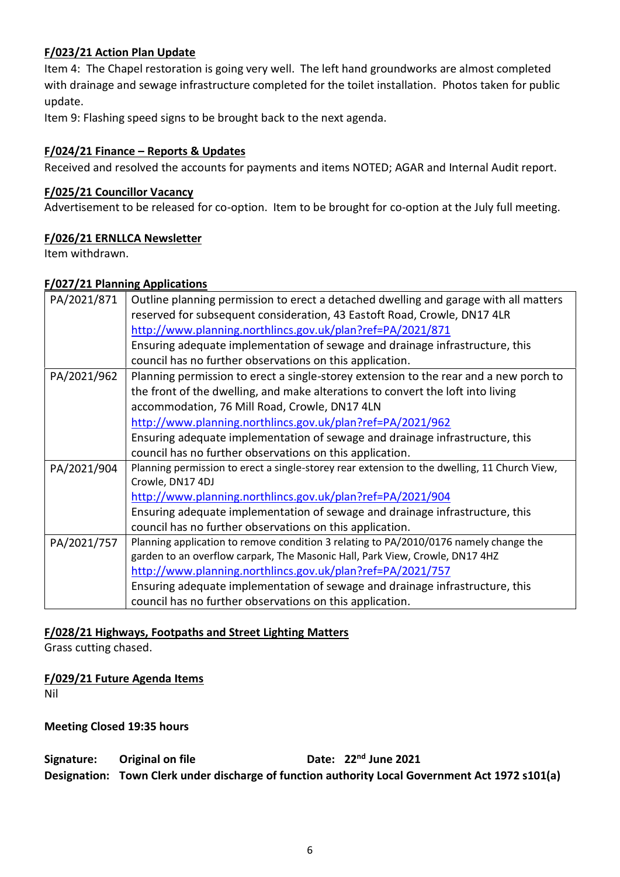**F/023/21 Action Plan Update**

Item 4: The Chapel restoration is going very well. The left hand groundworks are almost completed with drainage and sewage infrastructure completed for the toilet installation. Photos taken for public update.

Item 9: Flashing speed signs to be brought back to the next agenda.

**F/024/21 Finance – Reports & Updates**

Received and resolved the accounts for payments and items NOTED; AGAR and Internal Audit report.

**F/025/21 Councillor Vacancy**

Advertisement to be released for co-option. Item to be brought for co-option at the July full meeting.

**F/026/21 ERNLLCA Newsletter**

Item withdrawn.

**F/027/21 Planning Applications**

| | |
|---|---|
| PA/2021/871 | Outline planning permission to erect a detached dwelling and garage with all matters reserved for subsequent consideration, 43 Eastoft Road, Crowle, DN17 4LR http://www.planning.northlincs.gov.uk/plan?ref=PA/2021/871 Ensuring adequate implementation of sewage and drainage infrastructure, this council has no further observations on this application. |
| PA/2021/962 | Planning permission to erect a single-storey extension to the rear and a new porch to the front of the dwelling, and make alterations to convert the loft into living accommodation, 76 Mill Road, Crowle, DN17 4LN http://www.planning.northlincs.gov.uk/plan?ref=PA/2021/962 Ensuring adequate implementation of sewage and drainage infrastructure, this council has no further observations on this application. |
| PA/2021/904 | Planning permission to erect a single-storey rear extension to the dwelling, 11 Church View, Crowle, DN17 4DJ http://www.planning.northlincs.gov.uk/plan?ref=PA/2021/904 Ensuring adequate implementation of sewage and drainage infrastructure, this council has no further observations on this application. |
| PA/2021/757 | Planning application to remove condition 3 relating to PA/2010/0176 namely change the garden to an overflow carpark, The Masonic Hall, Park View, Crowle, DN17 4HZ http://www.planning.northlincs.gov.uk/plan?ref=PA/2021/757 Ensuring adequate implementation of sewage and drainage infrastructure, this council has no further observations on this application. |

**F/028/21 Highways, Footpaths and Street Lighting Matters**

Grass cutting chased.

**F/029/21 Future Agenda Items**

Nil

**Meeting Closed 19:35 hours**

**Signature: Original on file** **Date: 22nd June 2021**

**Designation: Town Clerk under discharge of function authority Local Government Act 1972 s101(a)**